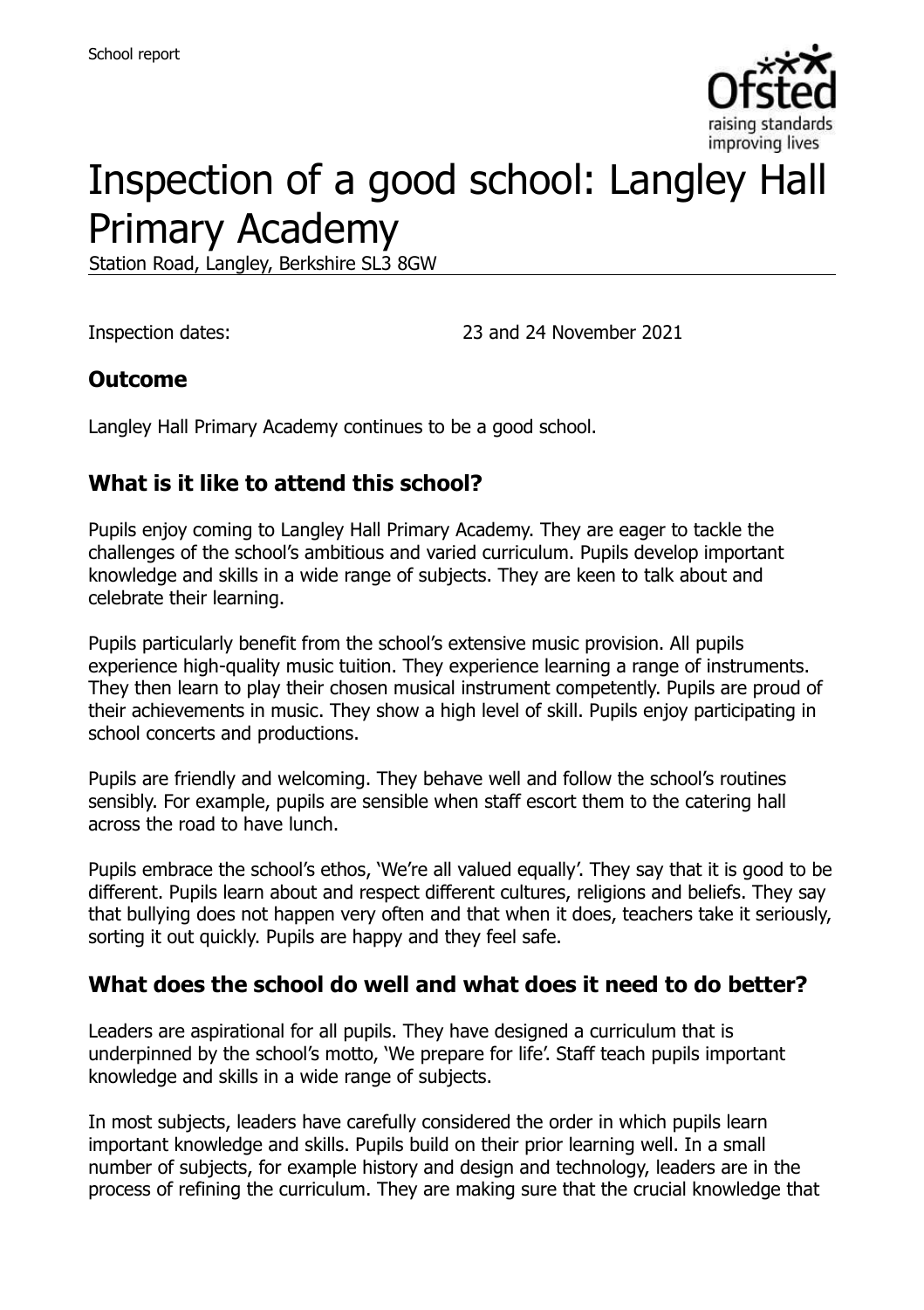School report

# Inspection of a good school: Langley Hall Primary Academy

Station Road, Langley, Berkshire SL3 8GW

Inspection dates: 23 and 24 November 2021

## Outcome

Langley Hall Primary Academy continues to be a good school.

## What is it like to attend this school?

Pupils enjoy coming to Langley Hall Primary Academy. They are eager to tackle the challenges of the school's ambitious and varied curriculum. Pupils develop important knowledge and skills in a wide range of subjects. They are keen to talk about and celebrate their learning.

Pupils particularly benefit from the school's extensive music provision. All pupils experience high-quality music tuition. They experience learning a range of instruments. They then learn to play their chosen musical instrument competently. Pupils are proud of their achievements in music. They show a high level of skill. Pupils enjoy participating in school concerts and productions.

Pupils are friendly and welcoming. They behave well and follow the school's routines sensibly. For example, pupils are sensible when staff escort them to the catering hall across the road to have lunch.

Pupils embrace the school's ethos, 'We're all valued equally'. They say that it is good to be different. Pupils learn about and respect different cultures, religions and beliefs. They say that bullying does not happen very often and that when it does, teachers take it seriously, sorting it out quickly. Pupils are happy and they feel safe.

## What does the school do well and what does it need to do better?

Leaders are aspirational for all pupils. They have designed a curriculum that is underpinned by the school's motto, 'We prepare for life'. Staff teach pupils important knowledge and skills in a wide range of subjects.

In most subjects, leaders have carefully considered the order in which pupils learn important knowledge and skills. Pupils build on their prior learning well. In a small number of subjects, for example history and design and technology, leaders are in the process of refining the curriculum. They are making sure that the crucial knowledge that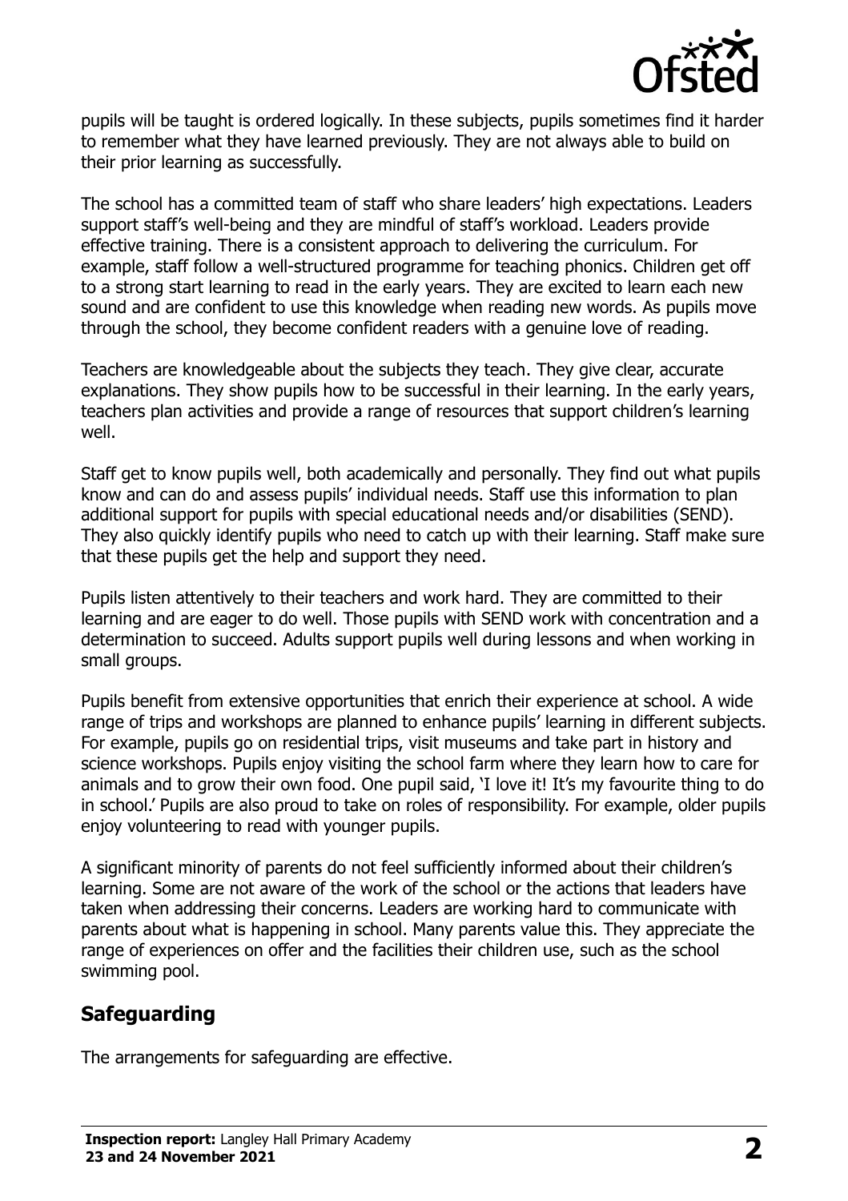pupils will be taught is ordered logically. In these subjects, pupils sometimes find it harder to remember what they have learned previously. They are not always able to build on their prior learning as successfully.

The school has a committed team of staff who share leaders' high expectations. Leaders support staff's well-being and they are mindful of staff's workload. Leaders provide effective training. There is a consistent approach to delivering the curriculum. For example, staff follow a well-structured programme for teaching phonics. Children get off to a strong start learning to read in the early years. They are excited to learn each new sound and are confident to use this knowledge when reading new words. As pupils move through the school, they become confident readers with a genuine love of reading.

Teachers are knowledgeable about the subjects they teach. They give clear, accurate explanations. They show pupils how to be successful in their learning. In the early years, teachers plan activities and provide a range of resources that support children's learning well.

Staff get to know pupils well, both academically and personally. They find out what pupils know and can do and assess pupils' individual needs. Staff use this information to plan additional support for pupils with special educational needs and/or disabilities (SEND). They also quickly identify pupils who need to catch up with their learning. Staff make sure that these pupils get the help and support they need.

Pupils listen attentively to their teachers and work hard. They are committed to their learning and are eager to do well. Those pupils with SEND work with concentration and a determination to succeed. Adults support pupils well during lessons and when working in small groups.

Pupils benefit from extensive opportunities that enrich their experience at school. A wide range of trips and workshops are planned to enhance pupils' learning in different subjects. For example, pupils go on residential trips, visit museums and take part in history and science workshops. Pupils enjoy visiting the school farm where they learn how to care for animals and to grow their own food. One pupil said, 'I love it! It's my favourite thing to do in school.' Pupils are also proud to take on roles of responsibility. For example, older pupils enjoy volunteering to read with younger pupils.

A significant minority of parents do not feel sufficiently informed about their children's learning. Some are not aware of the work of the school or the actions that leaders have taken when addressing their concerns. Leaders are working hard to communicate with parents about what is happening in school. Many parents value this. They appreciate the range of experiences on offer and the facilities their children use, such as the school swimming pool.

## Safeguarding

The arrangements for safeguarding are effective.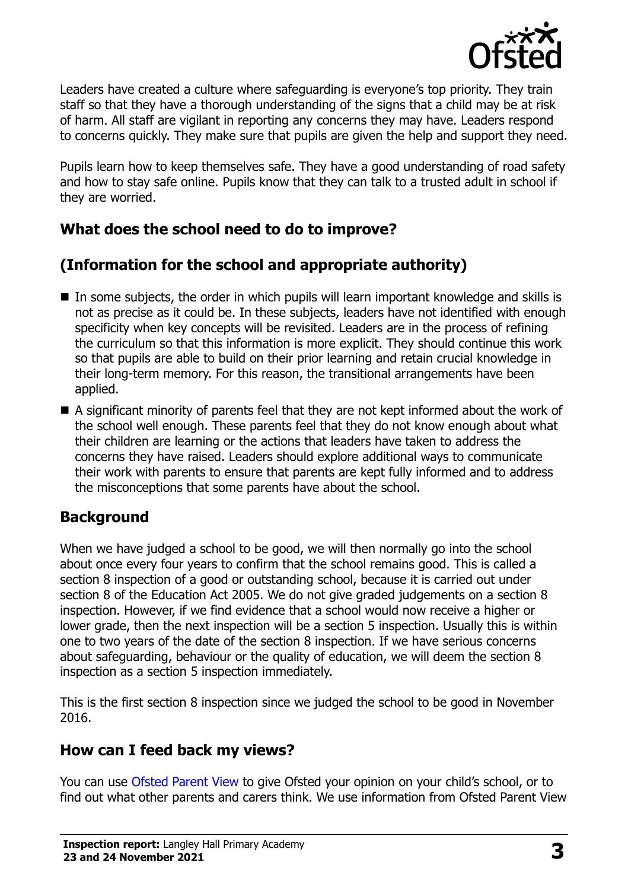Leaders have created a culture where safeguarding is everyone's top priority. They train staff so that they have a thorough understanding of the signs that a child may be at risk of harm. All staff are vigilant in reporting any concerns they may have. Leaders respond to concerns quickly. They make sure that pupils are given the help and support they need.

Pupils learn how to keep themselves safe. They have a good understanding of road safety and how to stay safe online. Pupils know that they can talk to a trusted adult in school if they are worried.

## What does the school need to do to improve?

## (Information for the school and appropriate authority)

- In some subjects, the order in which pupils will learn important knowledge and skills is not as precise as it could be. In these subjects, leaders have not identified with enough specificity when key concepts will be revisited. Leaders are in the process of refining the curriculum so that this information is more explicit. They should continue this work so that pupils are able to build on their prior learning and retain crucial knowledge in their long-term memory. For this reason, the transitional arrangements have been applied.
- A significant minority of parents feel that they are not kept informed about the work of the school well enough. These parents feel that they do not know enough about what their children are learning or the actions that leaders have taken to address the concerns they have raised. Leaders should explore additional ways to communicate their work with parents to ensure that parents are kept fully informed and to address the misconceptions that some parents have about the school.

## Background

When we have judged a school to be good, we will then normally go into the school about once every four years to confirm that the school remains good. This is called a section 8 inspection of a good or outstanding school, because it is carried out under section 8 of the Education Act 2005. We do not give graded judgements on a section 8 inspection. However, if we find evidence that a school would now receive a higher or lower grade, then the next inspection will be a section 5 inspection. Usually this is within one to two years of the date of the section 8 inspection. If we have serious concerns about safeguarding, behaviour or the quality of education, we will deem the section 8 inspection as a section 5 inspection immediately.

This is the first section 8 inspection since we judged the school to be good in November 2016.

## How can I feed back my views?

You can use Ofsted Parent View to give Ofsted your opinion on your child's school, or to find out what other parents and carers think. We use information from Ofsted Parent View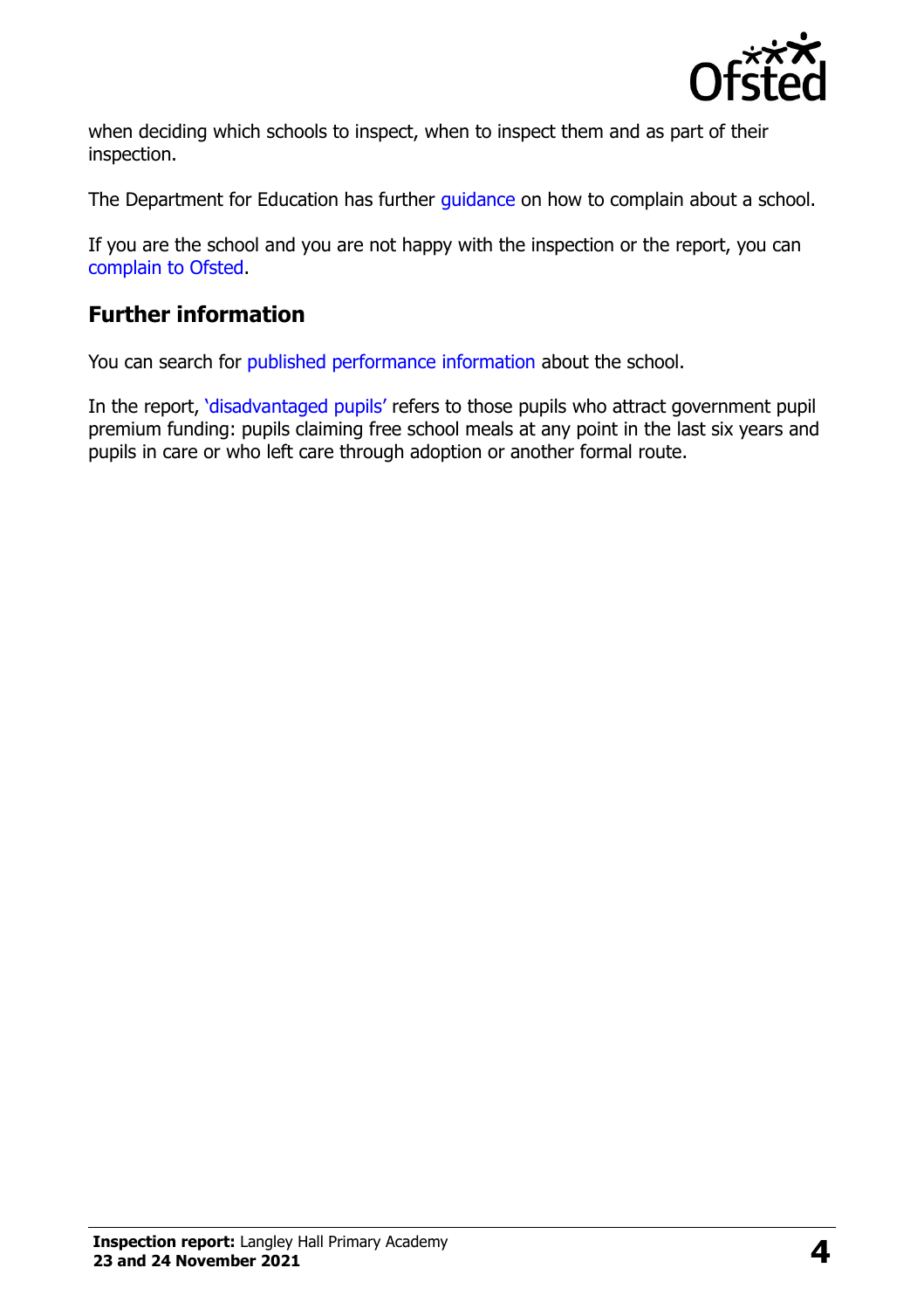when deciding which schools to inspect, when to inspect them and as part of their inspection.

The Department for Education has further guidance on how to complain about a school.

If you are the school and you are not happy with the inspection or the report, you can complain to Ofsted.

## Further information

You can search for published performance information about the school.

In the report, 'disadvantaged pupils' refers to those pupils who attract government pupil premium funding: pupils claiming free school meals at any point in the last six years and pupils in care or who left care through adoption or another formal route.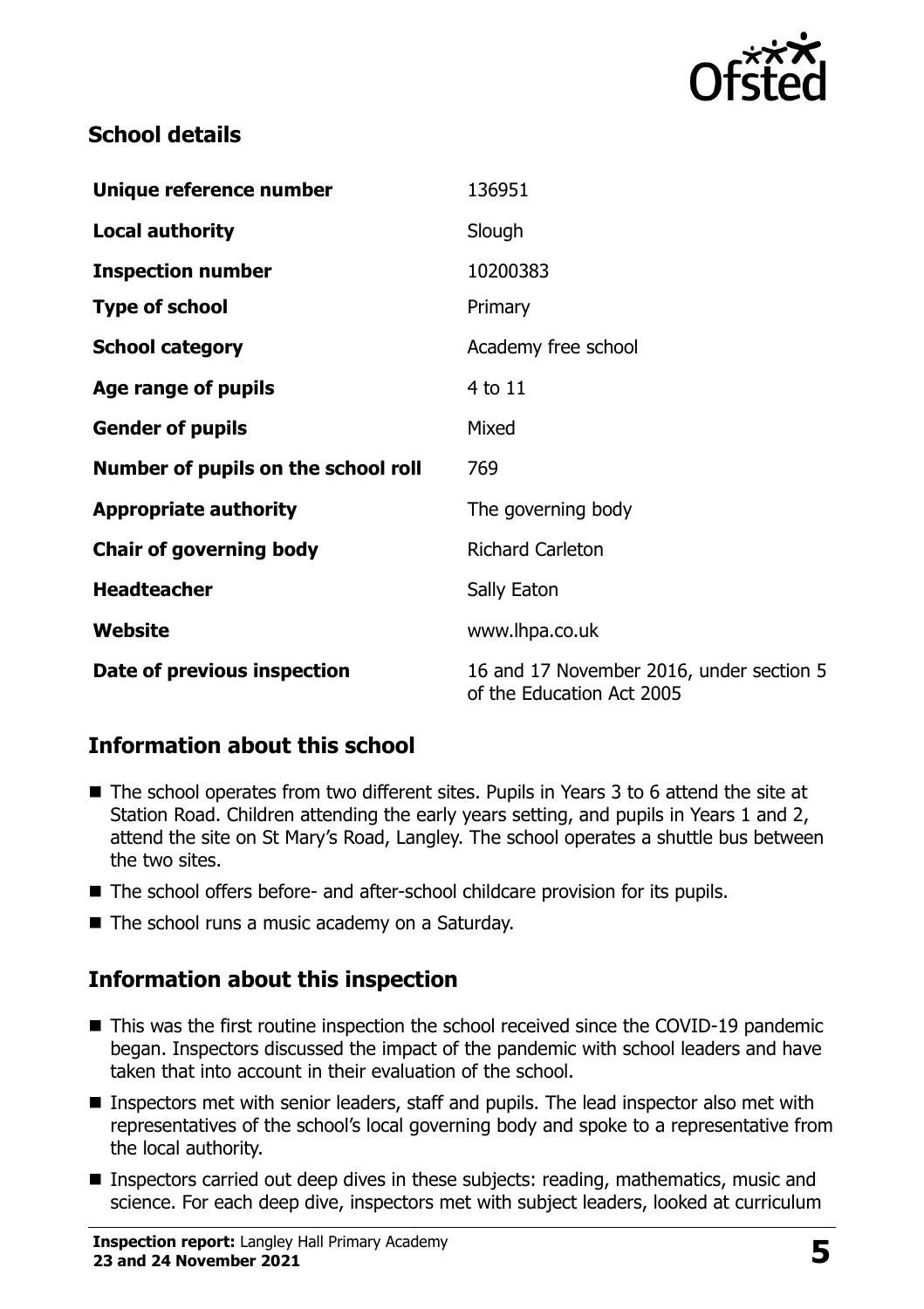## School details

| | |
|---|---|
| **Unique reference number** | 136951 |
| **Local authority** | Slough |
| **Inspection number** | 10200383 |
| **Type of school** | Primary |
| **School category** | Academy free school |
| **Age range of pupils** | 4 to 11 |
| **Gender of pupils** | Mixed |
| **Number of pupils on the school roll** | 769 |
| **Appropriate authority** | The governing body |
| **Chair of governing body** | Richard Carleton |
| **Headteacher** | Sally Eaton |
| **Website** | www.lhpa.co.uk |
| **Date of previous inspection** | 16 and 17 November 2016, under section 5 of the Education Act 2005 |

## Information about this school

- The school operates from two different sites. Pupils in Years 3 to 6 attend the site at Station Road. Children attending the early years setting, and pupils in Years 1 and 2, attend the site on St Mary's Road, Langley. The school operates a shuttle bus between the two sites.
- The school offers before- and after-school childcare provision for its pupils.
- The school runs a music academy on a Saturday.

## Information about this inspection

- This was the first routine inspection the school received since the COVID-19 pandemic began. Inspectors discussed the impact of the pandemic with school leaders and have taken that into account in their evaluation of the school.
- Inspectors met with senior leaders, staff and pupils. The lead inspector also met with representatives of the school's local governing body and spoke to a representative from the local authority.
- Inspectors carried out deep dives in these subjects: reading, mathematics, music and science. For each deep dive, inspectors met with subject leaders, looked at curriculum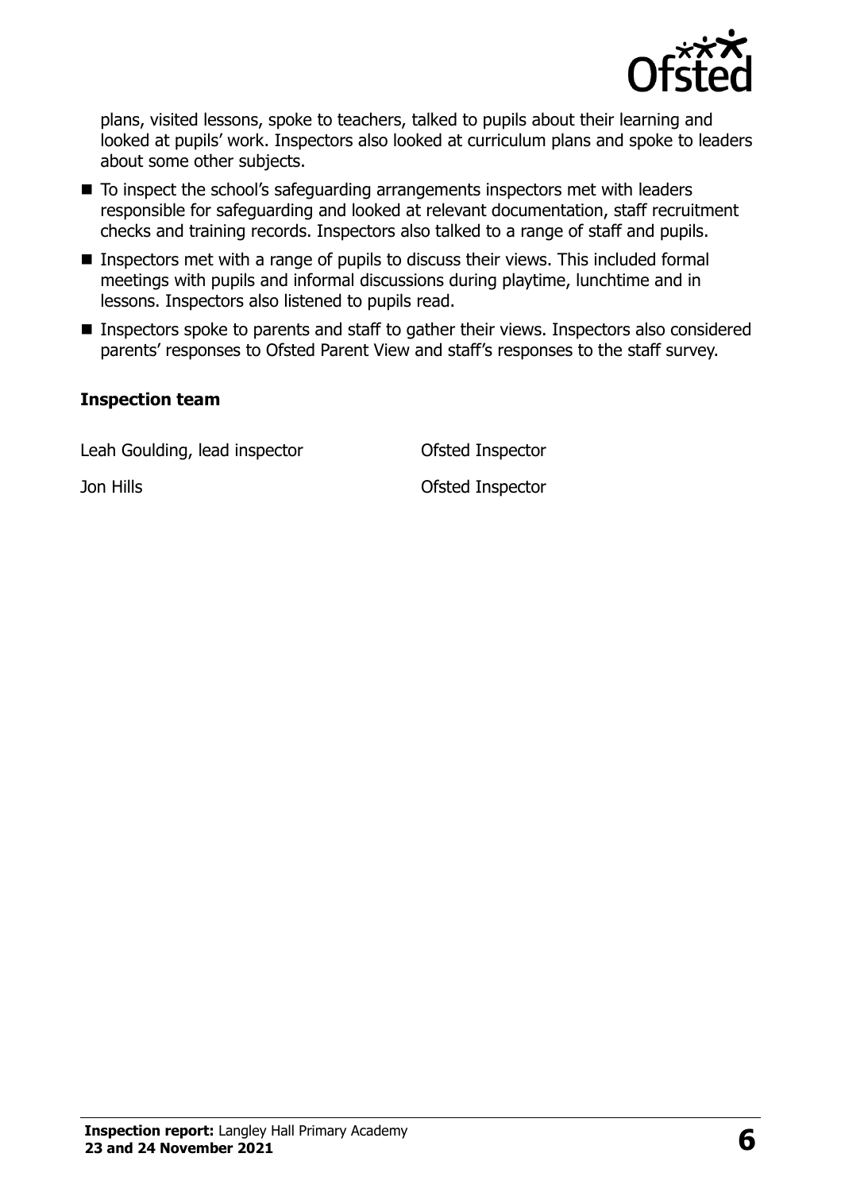plans, visited lessons, spoke to teachers, talked to pupils about their learning and looked at pupils' work. Inspectors also looked at curriculum plans and spoke to leaders about some other subjects.

- To inspect the school's safeguarding arrangements inspectors met with leaders responsible for safeguarding and looked at relevant documentation, staff recruitment checks and training records. Inspectors also talked to a range of staff and pupils.
- Inspectors met with a range of pupils to discuss their views. This included formal meetings with pupils and informal discussions during playtime, lunchtime and in lessons. Inspectors also listened to pupils read.
- Inspectors spoke to parents and staff to gather their views. Inspectors also considered parents' responses to Ofsted Parent View and staff's responses to the staff survey.

### Inspection team

| | |
|---|---|
| Leah Goulding, lead inspector | Ofsted Inspector |
| Jon Hills | Ofsted Inspector |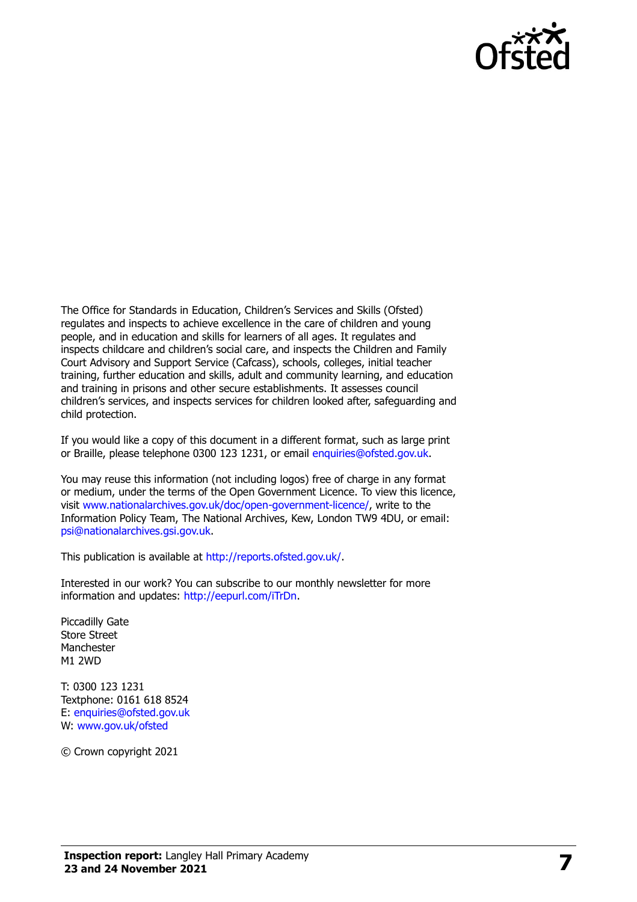The Office for Standards in Education, Children's Services and Skills (Ofsted) regulates and inspects to achieve excellence in the care of children and young people, and in education and skills for learners of all ages. It regulates and inspects childcare and children's social care, and inspects the Children and Family Court Advisory and Support Service (Cafcass), schools, colleges, initial teacher training, further education and skills, adult and community learning, and education and training in prisons and other secure establishments. It assesses council children's services, and inspects services for children looked after, safeguarding and child protection.

If you would like a copy of this document in a different format, such as large print or Braille, please telephone 0300 123 1231, or email enquiries@ofsted.gov.uk.

You may reuse this information (not including logos) free of charge in any format or medium, under the terms of the Open Government Licence. To view this licence, visit www.nationalarchives.gov.uk/doc/open-government-licence/, write to the Information Policy Team, The National Archives, Kew, London TW9 4DU, or email: psi@nationalarchives.gsi.gov.uk.

This publication is available at http://reports.ofsted.gov.uk/.

Interested in our work? You can subscribe to our monthly newsletter for more information and updates: http://eepurl.com/iTrDn.

Piccadilly Gate
Store Street
Manchester
M1 2WD

T: 0300 123 1231
Textphone: 0161 618 8524
E: enquiries@ofsted.gov.uk
W: www.gov.uk/ofsted

© Crown copyright 2021